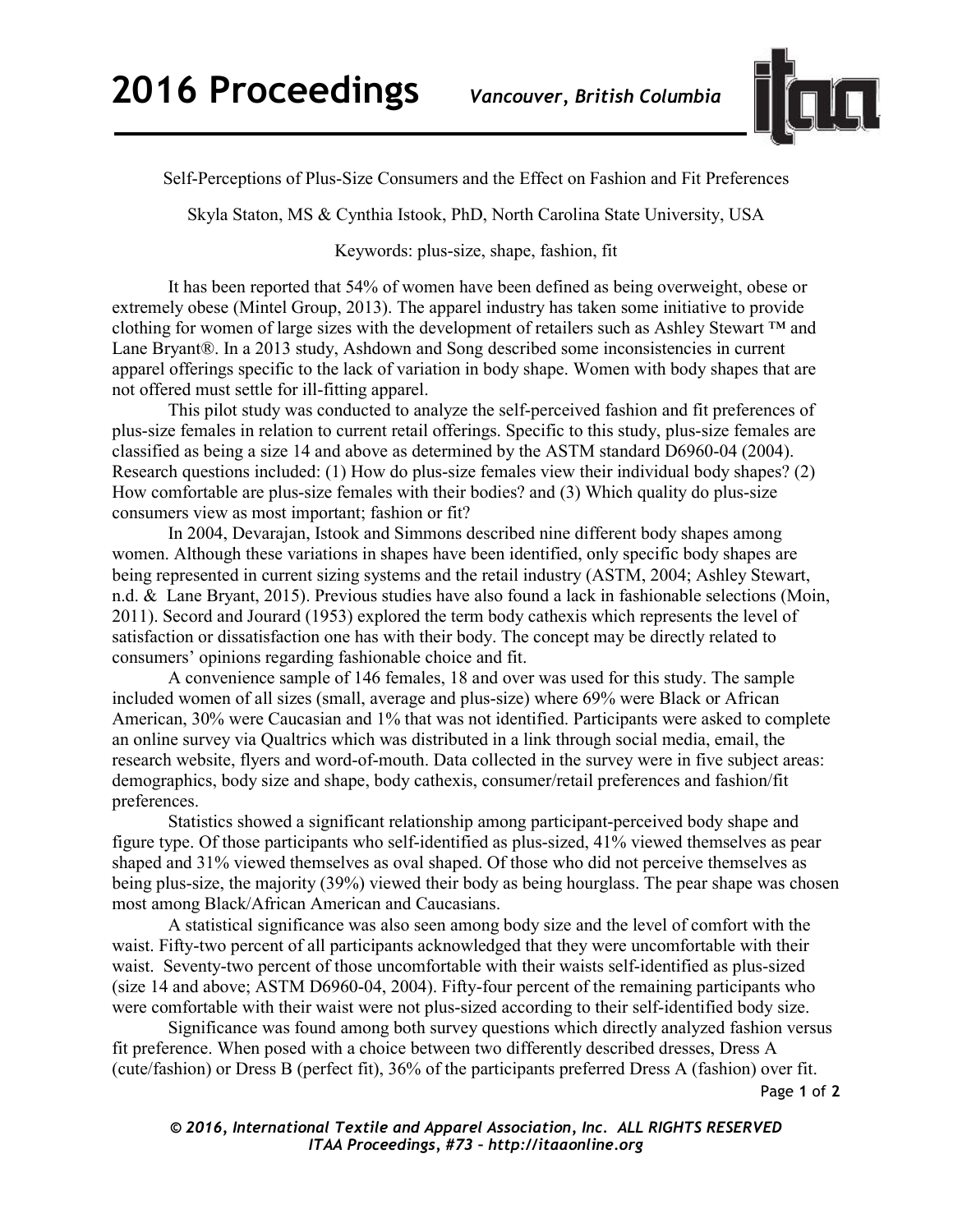Self-Perceptions of Plus-Size Consumers and the Effect on Fashion and Fit Preferences

Skyla Staton, MS & Cynthia Istook, PhD, North Carolina State University, USA

Keywords: plus-size, shape, fashion, fit

It has been reported that 54% of women have been defined as being overweight, obese or extremely obese (Mintel Group, 2013). The apparel industry has taken some initiative to provide clothing for women of large sizes with the development of retailers such as Ashley Stewart ™ and Lane Bryant®. In a 2013 study, Ashdown and Song described some inconsistencies in current apparel offerings specific to the lack of variation in body shape. Women with body shapes that are not offered must settle for ill-fitting apparel.

This pilot study was conducted to analyze the self-perceived fashion and fit preferences of plus-size females in relation to current retail offerings. Specific to this study, plus-size females are classified as being a size 14 and above as determined by the ASTM standard D6960-04 (2004). Research questions included: (1) How do plus-size females view their individual body shapes? (2) How comfortable are plus-size females with their bodies? and (3) Which quality do plus-size consumers view as most important; fashion or fit?

In 2004, Devarajan, Istook and Simmons described nine different body shapes among women. Although these variations in shapes have been identified, only specific body shapes are being represented in current sizing systems and the retail industry (ASTM, 2004; Ashley Stewart, n.d. & Lane Bryant, 2015). Previous studies have also found a lack in fashionable selections (Moin, 2011). Secord and Jourard (1953) explored the term body cathexis which represents the level of satisfaction or dissatisfaction one has with their body. The concept may be directly related to consumers' opinions regarding fashionable choice and fit.

A convenience sample of 146 females, 18 and over was used for this study. The sample included women of all sizes (small, average and plus-size) where 69% were Black or African American, 30% were Caucasian and 1% that was not identified. Participants were asked to complete an online survey via Qualtrics which was distributed in a link through social media, email, the research website, flyers and word-of-mouth. Data collected in the survey were in five subject areas: demographics, body size and shape, body cathexis, consumer/retail preferences and fashion/fit preferences.

Statistics showed a significant relationship among participant-perceived body shape and figure type. Of those participants who self-identified as plus-sized, 41% viewed themselves as pear shaped and 31% viewed themselves as oval shaped. Of those who did not perceive themselves as being plus-size, the majority (39%) viewed their body as being hourglass. The pear shape was chosen most among Black/African American and Caucasians.

A statistical significance was also seen among body size and the level of comfort with the waist. Fifty-two percent of all participants acknowledged that they were uncomfortable with their waist. Seventy-two percent of those uncomfortable with their waists self-identified as plus-sized (size 14 and above; ASTM D6960-04, 2004). Fifty-four percent of the remaining participants who were comfortable with their waist were not plus-sized according to their self-identified body size.

Significance was found among both survey questions which directly analyzed fashion versus fit preference. When posed with a choice between two differently described dresses, Dress A (cute/fashion) or Dress B (perfect fit), 36% of the participants preferred Dress A (fashion) over fit.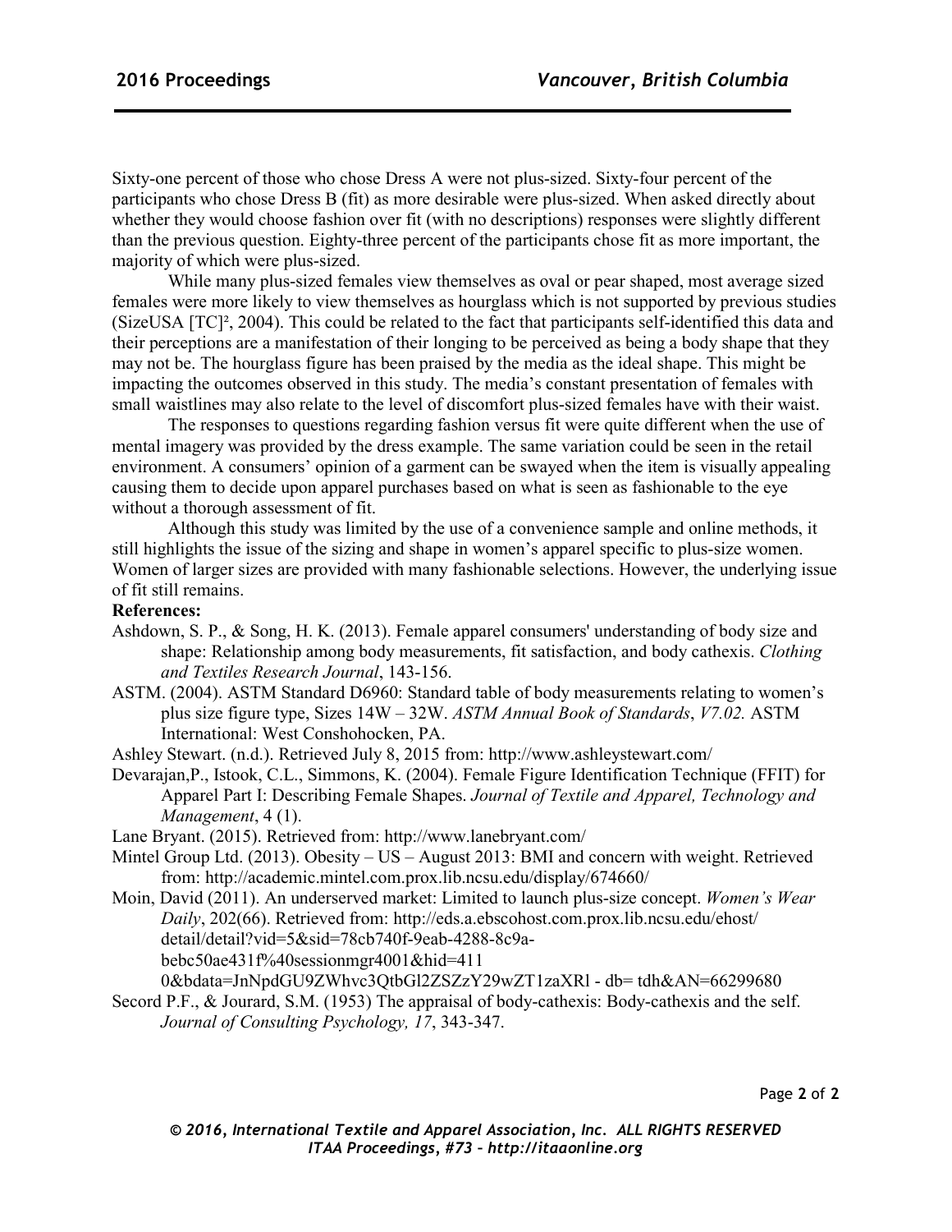Sixty-one percent of those who chose Dress A were not plus-sized. Sixty-four percent of the participants who chose Dress B (fit) as more desirable were plus-sized. When asked directly about whether they would choose fashion over fit (with no descriptions) responses were slightly different than the previous question. Eighty-three percent of the participants chose fit as more important, the majority of which were plus-sized.

While many plus-sized females view themselves as oval or pear shaped, most average sized females were more likely to view themselves as hourglass which is not supported by previous studies (SizeUSA [TC]², 2004). This could be related to the fact that participants self-identified this data and their perceptions are a manifestation of their longing to be perceived as being a body shape that they may not be. The hourglass figure has been praised by the media as the ideal shape. This might be impacting the outcomes observed in this study. The media's constant presentation of females with small waistlines may also relate to the level of discomfort plus-sized females have with their waist.

The responses to questions regarding fashion versus fit were quite different when the use of mental imagery was provided by the dress example. The same variation could be seen in the retail environment. A consumers' opinion of a garment can be swayed when the item is visually appealing causing them to decide upon apparel purchases based on what is seen as fashionable to the eye without a thorough assessment of fit.

Although this study was limited by the use of a convenience sample and online methods, it still highlights the issue of the sizing and shape in women's apparel specific to plus-size women. Women of larger sizes are provided with many fashionable selections. However, the underlying issue of fit still remains.

**References:**

Ashdown, S. P., & Song, H. K. (2013). Female apparel consumers' understanding of body size and shape: Relationship among body measurements, fit satisfaction, and body cathexis. *Clothing and Textiles Research Journal*, 143-156.

ASTM. (2004). ASTM Standard D6960: Standard table of body measurements relating to women's plus size figure type, Sizes 14W – 32W. *ASTM Annual Book of Standards*, *V7.02.* ASTM International: West Conshohocken, PA.

Ashley Stewart. (n.d.). Retrieved July 8, 2015 from: http://www.ashleystewart.com/

Devarajan,P., Istook, C.L., Simmons, K. (2004). Female Figure Identification Technique (FFIT) for Apparel Part I: Describing Female Shapes. *Journal of Textile and Apparel, Technology and Management*, 4 (1).

Lane Bryant. (2015). Retrieved from: http://www.lanebryant.com/

Mintel Group Ltd. (2013). Obesity – US – August 2013: BMI and concern with weight. Retrieved from: http://academic.mintel.com.prox.lib.ncsu.edu/display/674660/

Moin, David (2011). An underserved market: Limited to launch plus-size concept. *Women's Wear Daily*, 202(66). Retrieved from: http://eds.a.ebscohost.com.prox.lib.ncsu.edu/ehost/detail/detail?vid=5&sid=78cb740f-9eab-4288-8c9a-bebc50ae431f%40sessionmgr4001&hid=411 0&bdata=JnNpdGU9ZWhvc3QtbGl2ZSZzY29wZT1zaXRl - db= tdh&AN=66299680

Secord P.F., & Jourard, S.M. (1953) The appraisal of body-cathexis: Body-cathexis and the self. *Journal of Consulting Psychology, 17*, 343-347.